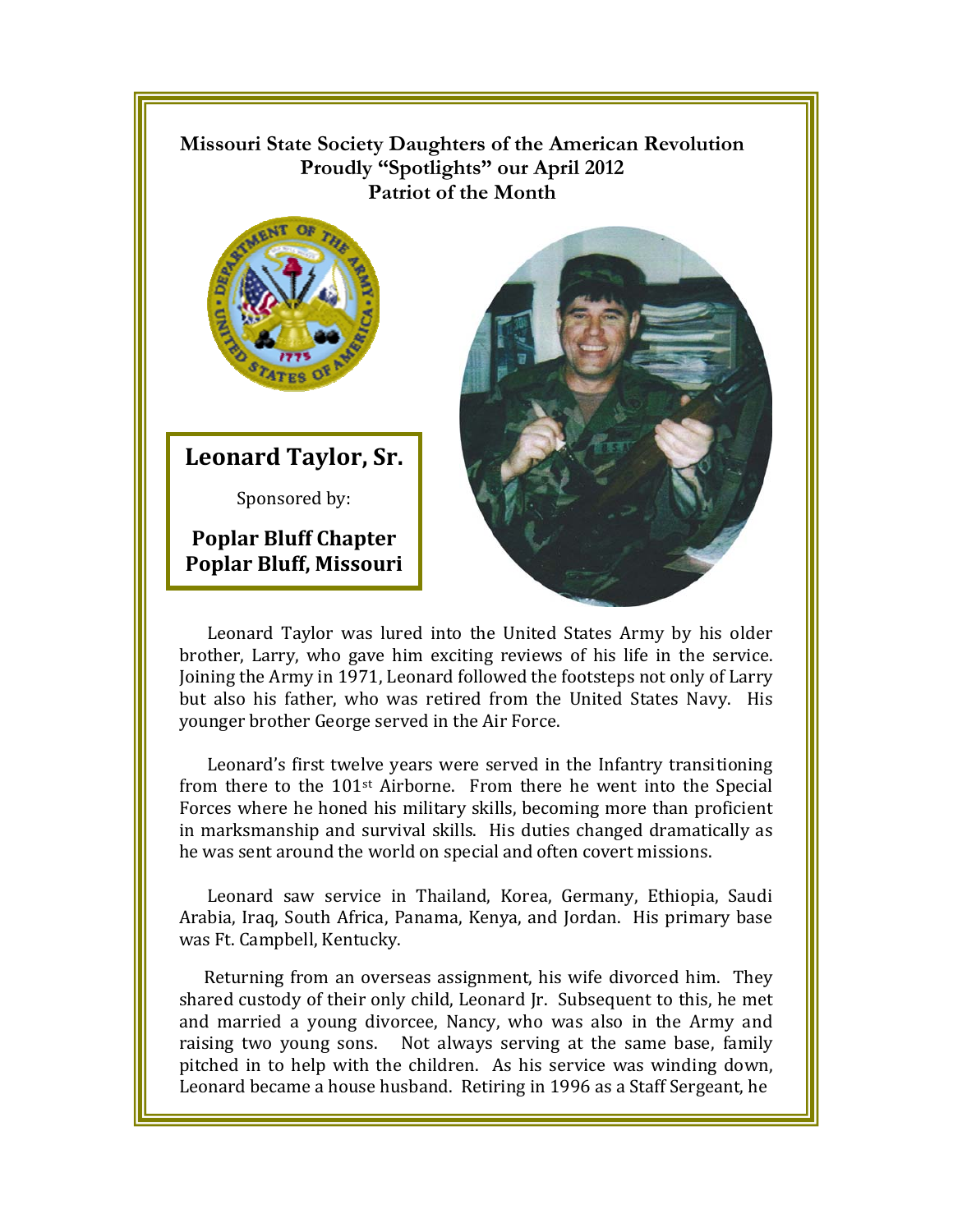**Missouri State Society Daughters of the American Revolution**
**Proudly "Spotlights" our April 2012**
**Patriot of the Month**

# Leonard Taylor, Sr.

Sponsored by:

**Poplar Bluff Chapter**
**Poplar Bluff, Missouri**

Leonard Taylor was lured into the United States Army by his older brother, Larry, who gave him exciting reviews of his life in the service. Joining the Army in 1971, Leonard followed the footsteps not only of Larry but also his father, who was retired from the United States Navy. His younger brother George served in the Air Force.

Leonard's first twelve years were served in the Infantry transitioning from there to the 101st Airborne. From there he went into the Special Forces where he honed his military skills, becoming more than proficient in marksmanship and survival skills. His duties changed dramatically as he was sent around the world on special and often covert missions.

Leonard saw service in Thailand, Korea, Germany, Ethiopia, Saudi Arabia, Iraq, South Africa, Panama, Kenya, and Jordan. His primary base was Ft. Campbell, Kentucky.

Returning from an overseas assignment, his wife divorced him. They shared custody of their only child, Leonard Jr. Subsequent to this, he met and married a young divorcee, Nancy, who was also in the Army and raising two young sons. Not always serving at the same base, family pitched in to help with the children. As his service was winding down, Leonard became a house husband. Retiring in 1996 as a Staff Sergeant, he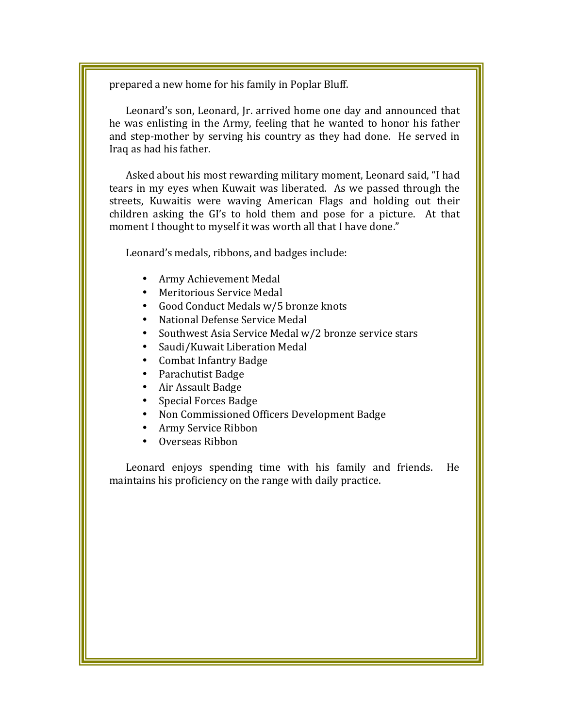prepared a new home for his family in Poplar Bluff.

Leonard's son, Leonard, Jr. arrived home one day and announced that he was enlisting in the Army, feeling that he wanted to honor his father and step-mother by serving his country as they had done. He served in Iraq as had his father.

Asked about his most rewarding military moment, Leonard said, "I had tears in my eyes when Kuwait was liberated. As we passed through the streets, Kuwaitis were waving American Flags and holding out their children asking the GI's to hold them and pose for a picture. At that moment I thought to myself it was worth all that I have done."

Leonard's medals, ribbons, and badges include:

- Army Achievement Medal
- Meritorious Service Medal
- Good Conduct Medals w/5 bronze knots
- National Defense Service Medal
- Southwest Asia Service Medal w/2 bronze service stars
- Saudi/Kuwait Liberation Medal
- Combat Infantry Badge
- Parachutist Badge
- Air Assault Badge
- Special Forces Badge
- Non Commissioned Officers Development Badge
- Army Service Ribbon
- Overseas Ribbon

Leonard enjoys spending time with his family and friends. He maintains his proficiency on the range with daily practice.